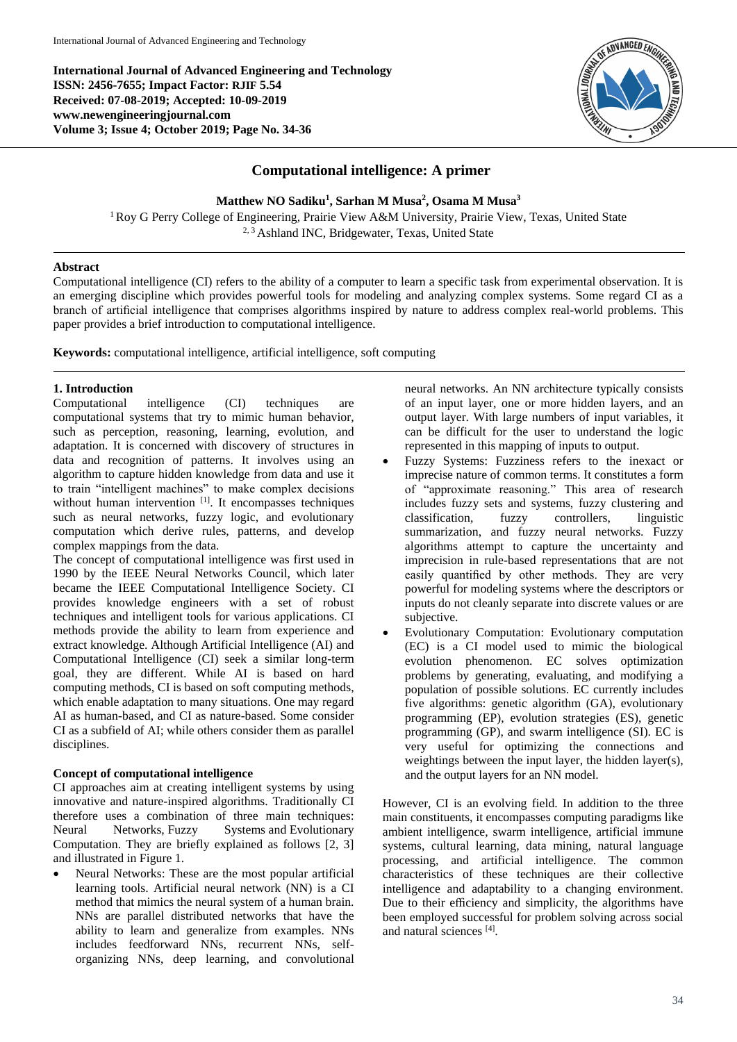International Journal of Advanced Engineering and Technology
**ISSN: 2456-7655; Impact Factor: RJIF 5.54**
**Received: 07-08-2019; Accepted: 10-09-2019**
**www.newengineeringjournal.com**
**Volume 3; Issue 4; October 2019; Page No. 34-36**

# Computational intelligence: A primer

**Matthew NO Sadiku[1], Sarhan M Musa[2], Osama M Musa[3]**

[1] Roy G Perry College of Engineering, Prairie View A&M University, Prairie View, Texas, United State
[2, 3] Ashland INC, Bridgewater, Texas, United State

## Abstract

Computational intelligence (CI) refers to the ability of a computer to learn a specific task from experimental observation. It is an emerging discipline which provides powerful tools for modeling and analyzing complex systems. Some regard CI as a branch of artificial intelligence that comprises algorithms inspired by nature to address complex real-world problems. This paper provides a brief introduction to computational intelligence.

**Keywords:** computational intelligence, artificial intelligence, soft computing

## 1. Introduction

Computational intelligence (CI) techniques are computational systems that try to mimic human behavior, such as perception, reasoning, learning, evolution, and adaptation. It is concerned with discovery of structures in data and recognition of patterns. It involves using an algorithm to capture hidden knowledge from data and use it to train "intelligent machines" to make complex decisions without human intervention [1]. It encompasses techniques such as neural networks, fuzzy logic, and evolutionary computation which derive rules, patterns, and develop complex mappings from the data.

The concept of computational intelligence was first used in 1990 by the IEEE Neural Networks Council, which later became the IEEE Computational Intelligence Society. CI provides knowledge engineers with a set of robust techniques and intelligent tools for various applications. CI methods provide the ability to learn from experience and extract knowledge. Although Artificial Intelligence (AI) and Computational Intelligence (CI) seek a similar long-term goal, they are different. While AI is based on hard computing methods, CI is based on soft computing methods, which enable adaptation to many situations. One may regard AI as human-based, and CI as nature-based. Some consider CI as a subfield of AI; while others consider them as parallel disciplines.

### Concept of computational intelligence

CI approaches aim at creating intelligent systems by using innovative and nature-inspired algorithms. Traditionally CI therefore uses a combination of three main techniques: Neural Networks, Fuzzy Systems and Evolutionary Computation. They are briefly explained as follows [2, 3] and illustrated in Figure 1.

- Neural Networks: These are the most popular artificial learning tools. Artificial neural network (NN) is a CI method that mimics the neural system of a human brain. NNs are parallel distributed networks that have the ability to learn and generalize from examples. NNs includes feedforward NNs, recurrent NNs, self-organizing NNs, deep learning, and convolutional neural networks. An NN architecture typically consists of an input layer, one or more hidden layers, and an output layer. With large numbers of input variables, it can be difficult for the user to understand the logic represented in this mapping of inputs to output.
- Fuzzy Systems: Fuzziness refers to the inexact or imprecise nature of common terms. It constitutes a form of "approximate reasoning." This area of research includes fuzzy sets and systems, fuzzy clustering and classification, fuzzy controllers, linguistic summarization, and fuzzy neural networks. Fuzzy algorithms attempt to capture the uncertainty and imprecision in rule-based representations that are not easily quantified by other methods. They are very powerful for modeling systems where the descriptors or inputs do not cleanly separate into discrete values or are subjective.
- Evolutionary Computation: Evolutionary computation (EC) is a CI model used to mimic the biological evolution phenomenon. EC solves optimization problems by generating, evaluating, and modifying a population of possible solutions. EC currently includes five algorithms: genetic algorithm (GA), evolutionary programming (EP), evolution strategies (ES), genetic programming (GP), and swarm intelligence (SI). EC is very useful for optimizing the connections and weightings between the input layer, the hidden layer(s), and the output layers for an NN model.

However, CI is an evolving field. In addition to the three main constituents, it encompasses computing paradigms like ambient intelligence, swarm intelligence, artificial immune systems, cultural learning, data mining, natural language processing, and artificial intelligence. The common characteristics of these techniques are their collective intelligence and adaptability to a changing environment. Due to their efficiency and simplicity, the algorithms have been employed successful for problem solving across social and natural sciences [4].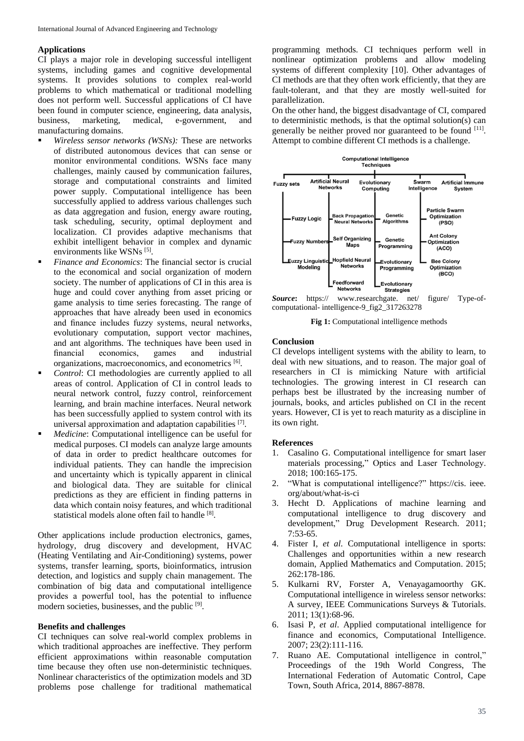### Applications

CI plays a major role in developing successful intelligent systems, including games and cognitive developmental systems. It provides solutions to complex real-world problems to which mathematical or traditional modelling does not perform well. Successful applications of CI have been found in computer science, engineering, data analysis, business, marketing, medical, e-government, and manufacturing domains.

- *Wireless sensor networks (WSNs):* These are networks of distributed autonomous devices that can sense or monitor environmental conditions. WSNs face many challenges, mainly caused by communication failures, storage and computational constraints and limited power supply. Computational intelligence has been successfully applied to address various challenges such as data aggregation and fusion, energy aware routing, task scheduling, security, optimal deployment and localization. CI provides adaptive mechanisms that exhibit intelligent behavior in complex and dynamic environments like WSNs [5].
- *Finance and Economics*: The financial sector is crucial to the economical and social organization of modern society. The number of applications of CI in this area is huge and could cover anything from asset pricing or game analysis to time series forecasting. The range of approaches that have already been used in economics and finance includes fuzzy systems, neural networks, evolutionary computation, support vector machines, and ant algorithms. The techniques have been used in financial economics, games and industrial organizations, macroeconomics, and econometrics [6].
- *Control*: CI methodologies are currently applied to all areas of control. Application of CI in control leads to neural network control, fuzzy control, reinforcement learning, and brain machine interfaces. Neural network has been successfully applied to system control with its universal approximation and adaptation capabilities [7].
- *Medicine*: Computational intelligence can be useful for medical purposes. CI models can analyze large amounts of data in order to predict healthcare outcomes for individual patients. They can handle the imprecision and uncertainty which is typically apparent in clinical and biological data. They are suitable for clinical predictions as they are efficient in finding patterns in data which contain noisy features, and which traditional statistical models alone often fail to handle [8].

Other applications include production electronics, games, hydrology, drug discovery and development, HVAC (Heating Ventilating and Air-Conditioning) systems, power systems, transfer learning, sports, bioinformatics, intrusion detection, and logistics and supply chain management. The combination of big data and computational intelligence provides a powerful tool, has the potential to influence modern societies, businesses, and the public [9].

### Benefits and challenges

CI techniques can solve real-world complex problems in which traditional approaches are ineffective. They perform efficient approximations within reasonable computation time because they often use non-deterministic techniques. Nonlinear characteristics of the optimization models and 3D problems pose challenge for traditional mathematical programming methods. CI techniques perform well in nonlinear optimization problems and allow modeling systems of different complexity [10]. Other advantages of CI methods are that they often work efficiently, that they are fault-tolerant, and that they are mostly well-suited for parallelization.

On the other hand, the biggest disadvantage of CI, compared to deterministic methods, is that the optimal solution(s) can generally be neither proved nor guaranteed to be found [11]. Attempt to combine different CI methods is a challenge.

***Source*:** https:// www.researchgate. net/ figure/ Type-of-computational- intelligence-9_fig2_317263278

**Fig 1:** Computational intelligence methods

### Conclusion

CI develops intelligent systems with the ability to learn, to deal with new situations, and to reason. The major goal of researchers in CI is mimicking Nature with artificial technologies. The growing interest in CI research can perhaps best be illustrated by the increasing number of journals, books, and articles published on CI in the recent years. However, CI is yet to reach maturity as a discipline in its own right.

### References

1. Casalino G. Computational intelligence for smart laser materials processing," Optics and Laser Technology. 2018; 100:165-175.
2. "What is computational intelligence?" https://cis. ieee. org/about/what-is-ci
3. Hecht D. Applications of machine learning and computational intelligence to drug discovery and development," Drug Development Research. 2011; 7:53-65.
4. Fister I, *et al*. Computational intelligence in sports: Challenges and opportunities within a new research domain, Applied Mathematics and Computation. 2015; 262:178-186.
5. Kulkarni RV, Forster A, Venayagamoorthy GK. Computational intelligence in wireless sensor networks: A survey, IEEE Communications Surveys & Tutorials. 2011; 13(1):68-96.
6. Isasi P, *et al*. Applied computational intelligence for finance and economics, Computational Intelligence. 2007; 23(2):111-116.
7. Ruano AE. Computational intelligence in control," Proceedings of the 19th World Congress, The International Federation of Automatic Control, Cape Town, South Africa, 2014, 8867-8878.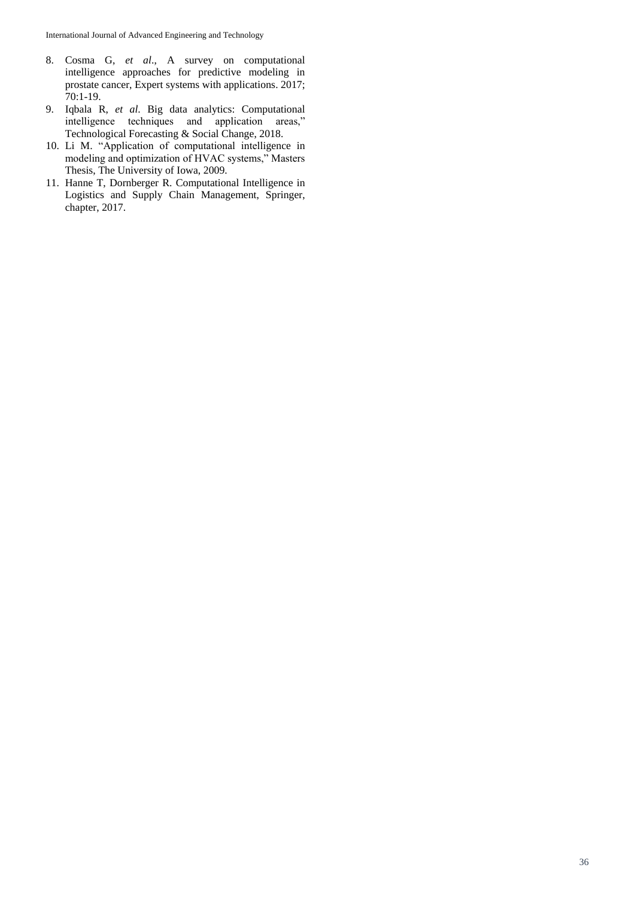8. Cosma G, *et al*., A survey on computational intelligence approaches for predictive modeling in prostate cancer, Expert systems with applications. 2017; 70:1-19.
9. Iqbala R, *et al.* Big data analytics: Computational intelligence techniques and application areas," Technological Forecasting & Social Change, 2018.
10. Li M. "Application of computational intelligence in modeling and optimization of HVAC systems," Masters Thesis, The University of Iowa, 2009.
11. Hanne T, Dornberger R. Computational Intelligence in Logistics and Supply Chain Management, Springer, chapter, 2017.